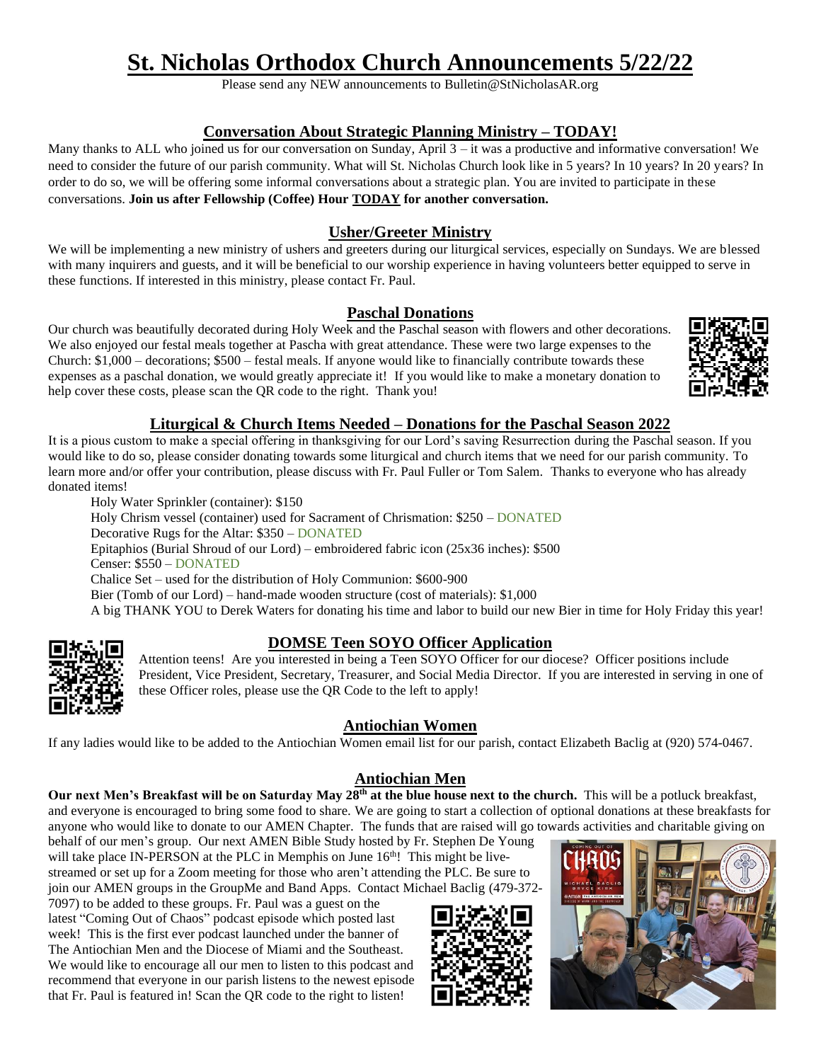# St. Nicholas Orthodox Church Announcements 5/22/22

Please send any NEW announcements to Bulletin@StNicholasAR.org

## Conversation About Strategic Planning Ministry – TODAY!

Many thanks to ALL who joined us for our conversation on Sunday, April 3 – it was a productive and informative conversation! We need to consider the future of our parish community. What will St. Nicholas Church look like in 5 years? In 10 years? In 20 years? In order to do so, we will be offering some informal conversations about a strategic plan. You are invited to participate in these conversations. **Join us after Fellowship (Coffee) Hour TODAY for another conversation.**

## Usher/Greeter Ministry

We will be implementing a new ministry of ushers and greeters during our liturgical services, especially on Sundays. We are blessed with many inquirers and guests, and it will be beneficial to our worship experience in having volunteers better equipped to serve in these functions. If interested in this ministry, please contact Fr. Paul.

## Paschal Donations

Our church was beautifully decorated during Holy Week and the Paschal season with flowers and other decorations. We also enjoyed our festal meals together at Pascha with great attendance. These were two large expenses to the Church: $1,000 – decorations; $500 – festal meals. If anyone would like to financially contribute towards these expenses as a paschal donation, we would greatly appreciate it! If you would like to make a monetary donation to help cover these costs, please scan the QR code to the right. Thank you!

## Liturgical & Church Items Needed – Donations for the Paschal Season 2022

It is a pious custom to make a special offering in thanksgiving for our Lord's saving Resurrection during the Paschal season. If you would like to do so, please consider donating towards some liturgical and church items that we need for our parish community. To learn more and/or offer your contribution, please discuss with Fr. Paul Fuller or Tom Salem. Thanks to everyone who has already donated items!

- Holy Water Sprinkler (container): $150
- Holy Chrism vessel (container) used for Sacrament of Chrismation: $250 – DONATED
- Decorative Rugs for the Altar: $350 – DONATED
- Epitaphios (Burial Shroud of our Lord) – embroidered fabric icon (25x36 inches): $500
- Censer: $550 – DONATED
- Chalice Set – used for the distribution of Holy Communion: $600-900
- Bier (Tomb of our Lord) – hand-made wooden structure (cost of materials): $1,000

A big THANK YOU to Derek Waters for donating his time and labor to build our new Bier in time for Holy Friday this year!

## DOMSE Teen SOYO Officer Application

Attention teens! Are you interested in being a Teen SOYO Officer for our diocese? Officer positions include President, Vice President, Secretary, Treasurer, and Social Media Director. If you are interested in serving in one of these Officer roles, please use the QR Code to the left to apply!

## Antiochian Women

If any ladies would like to be added to the Antiochian Women email list for our parish, contact Elizabeth Baclig at (920) 574-0467.

## Antiochian Men

**Our next Men's Breakfast will be on Saturday May 28th at the blue house next to the church.** This will be a potluck breakfast, and everyone is encouraged to bring some food to share. We are going to start a collection of optional donations at these breakfasts for anyone who would like to donate to our AMEN Chapter. The funds that are raised will go towards activities and charitable giving on behalf of our men's group. Our next AMEN Bible Study hosted by Fr. Stephen De Young will take place IN-PERSON at the PLC in Memphis on June 16th! This might be live-streamed or set up for a Zoom meeting for those who aren't attending the PLC. Be sure to join our AMEN groups in the GroupMe and Band Apps. Contact Michael Baclig (479-372-7097) to be added to these groups. Fr. Paul was a guest on the latest "Coming Out of Chaos" podcast episode which posted last week! This is the first ever podcast launched under the banner of The Antiochian Men and the Diocese of Miami and the Southeast. We would like to encourage all our men to listen to this podcast and recommend that everyone in our parish listens to the newest episode that Fr. Paul is featured in! Scan the QR code to the right to listen!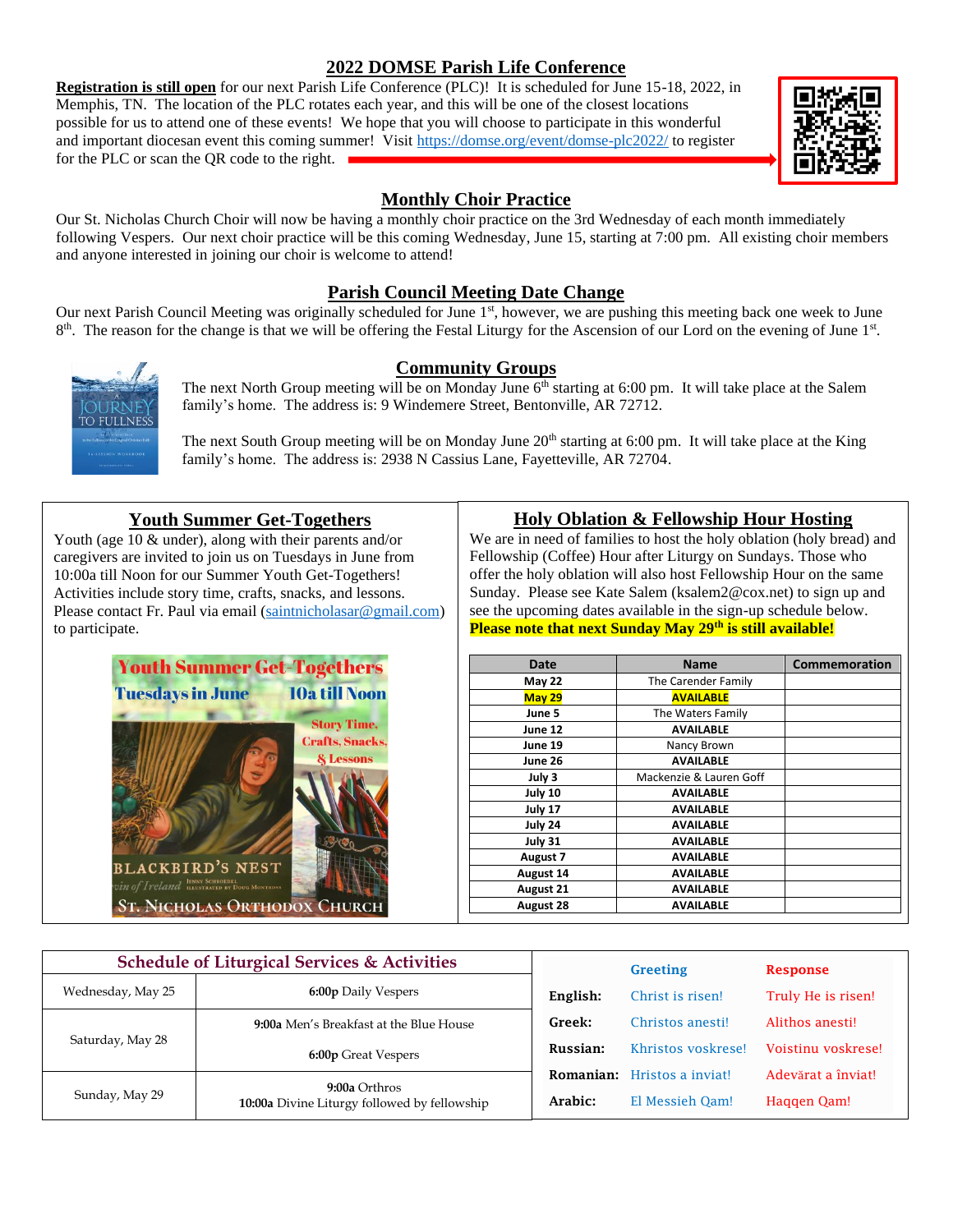## 2022 DOMSE Parish Life Conference

**Registration is still open** for our next Parish Life Conference (PLC)! It is scheduled for June 15-18, 2022, in Memphis, TN. The location of the PLC rotates each year, and this will be one of the closest locations possible for us to attend one of these events! We hope that you will choose to participate in this wonderful and important diocesan event this coming summer! Visit https://domse.org/event/domse-plc2022/ to register for the PLC or scan the QR code to the right.

## Monthly Choir Practice

Our St. Nicholas Church Choir will now be having a monthly choir practice on the 3rd Wednesday of each month immediately following Vespers. Our next choir practice will be this coming Wednesday, June 15, starting at 7:00 pm. All existing choir members and anyone interested in joining our choir is welcome to attend!

## Parish Council Meeting Date Change

Our next Parish Council Meeting was originally scheduled for June 1st, however, we are pushing this meeting back one week to June 8th. The reason for the change is that we will be offering the Festal Liturgy for the Ascension of our Lord on the evening of June 1st.

## Community Groups

The next North Group meeting will be on Monday June 6th starting at 6:00 pm. It will take place at the Salem family's home. The address is: 9 Windemere Street, Bentonville, AR 72712.

The next South Group meeting will be on Monday June 20th starting at 6:00 pm. It will take place at the King family's home. The address is: 2938 N Cassius Lane, Fayetteville, AR 72704.

## Youth Summer Get-Togethers

Youth (age 10 & under), along with their parents and/or caregivers are invited to join us on Tuesdays in June from 10:00a till Noon for our Summer Youth Get-Togethers! Activities include story time, crafts, snacks, and lessons. Please contact Fr. Paul via email (saintnicholasar@gmail.com) to participate.

Youth Summer Get-Togethers
Tuesdays in June 10a till Noon
Story Time, Crafts, Snacks, & Lessons
St. Nicholas Orthodox Church

## Holy Oblation & Fellowship Hour Hosting

We are in need of families to host the holy oblation (holy bread) and Fellowship (Coffee) Hour after Liturgy on Sundays. Those who offer the holy oblation will also host Fellowship Hour on the same Sunday. Please see Kate Salem (ksalem2@cox.net) to sign up and see the upcoming dates available in the sign-up schedule below. **Please note that next Sunday May 29th is still available!**

| Date | Name | Commemoration |
|---|---|---|
| May 22 | The Carender Family | |
| May 29 | AVAILABLE | |
| June 5 | The Waters Family | |
| June 12 | AVAILABLE | |
| June 19 | Nancy Brown | |
| June 26 | AVAILABLE | |
| July 3 | Mackenzie & Lauren Goff | |
| July 10 | AVAILABLE | |
| July 17 | AVAILABLE | |
| July 24 | AVAILABLE | |
| July 31 | AVAILABLE | |
| August 7 | AVAILABLE | |
| August 14 | AVAILABLE | |
| August 21 | AVAILABLE | |
| August 28 | AVAILABLE | |

## Schedule of Liturgical Services & Activities

| | |
|---|---|
| Wednesday, May 25 | **6:00p** Daily Vespers |
| Saturday, May 28 | **9:00a** Men's Breakfast at the Blue House<br>**6:00p** Great Vespers |
| Sunday, May 29 | **9:00a** Orthros<br>**10:00a** Divine Liturgy followed by fellowship |

| | Greeting | Response |
|---|---|---|
| **English:** | Christ is risen! | Truly He is risen! |
| **Greek:** | Christos anesti! | Alithos anesti! |
| **Russian:** | Khristos voskrese! | Voistinu voskrese! |
| **Romanian:** | Hristos a inviat! | Adevărat a înviat! |
| **Arabic:** | El Messieh Qam! | Haqqen Qam! |